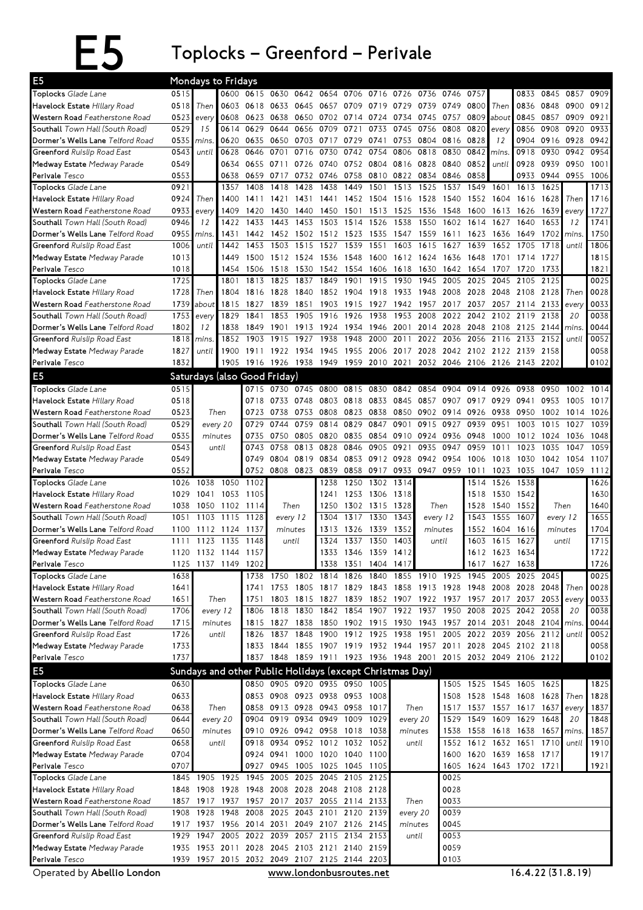# E5 Toplocks – Greenford – Perivale

## Mondays to Fridays

| E5 | | | | | | | | | | | | | | | | | | | |
|---|---|---|---|---|---|---|---|---|---|---|---|---|---|---|---|---|---|---|---|
| **Toplocks** *Glade Lane* | 0515 | | 0600 | 0615 | 0630 | 0642 | 0654 | 0706 | 0716 | 0726 | 0736 | 0746 | 0757 | | 0833 | 0845 | 0857 | 0909 |
| **Havelock Estate** *Hillary Road* | 0518 | Then | 0603 | 0618 | 0633 | 0645 | 0657 | 0709 | 0719 | 0729 | 0739 | 0749 | 0800 | Then | 0836 | 0848 | 0900 | 0912 |
| **Western Road** *Featherstone Road* | 0523 | every | 0608 | 0623 | 0638 | 0650 | 0702 | 0714 | 0724 | 0734 | 0745 | 0757 | 0809 | about | 0845 | 0857 | 0909 | 0921 |
| **Southall** *Town Hall (South Road)* | 0529 | 15 | 0614 | 0629 | 0644 | 0656 | 0709 | 0721 | 0733 | 0745 | 0756 | 0808 | 0820 | every | 0856 | 0908 | 0920 | 0933 |
| **Dormer's Wells Lane** *Telford Road* | 0535 | mins. | 0620 | 0635 | 0650 | 0703 | 0717 | 0729 | 0741 | 0753 | 0804 | 0816 | 0828 | 12 | 0904 | 0916 | 0928 | 0942 |
| **Greenford** *Ruislip Road East* | 0543 | until | 0628 | 0646 | 0701 | 0716 | 0730 | 0742 | 0754 | 0806 | 0818 | 0830 | 0842 | mins. | 0918 | 0930 | 0942 | 0954 |
| **Medway Estate** *Medway Parade* | 0549 | | 0634 | 0655 | 0711 | 0726 | 0740 | 0752 | 0804 | 0816 | 0828 | 0840 | 0852 | until | 0928 | 0939 | 0950 | 1001 |
| **Perivale** *Tesco* | 0553 | | 0638 | 0659 | 0717 | 0732 | 0746 | 0758 | 0810 | 0822 | 0834 | 0846 | 0858 | | 0933 | 0944 | 0955 | 1006 |
| **Toplocks** *Glade Lane* | 0921 | | 1357 | 1408 | 1418 | 1428 | 1438 | 1449 | 1501 | 1513 | 1525 | 1537 | 1549 | 1601 | 1613 | 1625 | | 1713 |
| **Havelock Estate** *Hillary Road* | 0924 | Then | 1400 | 1411 | 1421 | 1431 | 1441 | 1452 | 1504 | 1516 | 1528 | 1540 | 1552 | 1604 | 1616 | 1628 | Then | 1716 |
| **Western Road** *Featherstone Road* | 0933 | every | 1409 | 1420 | 1430 | 1440 | 1450 | 1501 | 1513 | 1525 | 1536 | 1548 | 1600 | 1613 | 1626 | 1639 | every | 1727 |
| **Southall** *Town Hall (South Road)* | 0946 | 12 | 1422 | 1433 | 1443 | 1453 | 1503 | 1514 | 1526 | 1538 | 1550 | 1602 | 1614 | 1627 | 1640 | 1653 | 12 | 1741 |
| **Dormer's Wells Lane** *Telford Road* | 0955 | mins. | 1431 | 1442 | 1452 | 1502 | 1512 | 1523 | 1535 | 1547 | 1559 | 1611 | 1623 | 1636 | 1649 | 1702 | mins. | 1750 |
| **Greenford** *Ruislip Road East* | 1006 | until | 1442 | 1453 | 1503 | 1515 | 1527 | 1539 | 1551 | 1603 | 1615 | 1627 | 1639 | 1652 | 1705 | 1718 | until | 1806 |
| **Medway Estate** *Medway Parade* | 1013 | | 1449 | 1500 | 1512 | 1524 | 1536 | 1548 | 1600 | 1612 | 1624 | 1636 | 1648 | 1701 | 1714 | 1727 | | 1815 |
| **Perivale** *Tesco* | 1018 | | 1454 | 1506 | 1518 | 1530 | 1542 | 1554 | 1606 | 1618 | 1630 | 1642 | 1654 | 1707 | 1720 | 1733 | | 1821 |
| **Toplocks** *Glade Lane* | 1725 | | 1801 | 1813 | 1825 | 1837 | 1849 | 1901 | 1915 | 1930 | 1945 | 2005 | 2025 | 2045 | 2105 | 2125 | | 0025 |
| **Havelock Estate** *Hillary Road* | 1728 | Then | 1804 | 1816 | 1828 | 1840 | 1852 | 1904 | 1918 | 1933 | 1948 | 2008 | 2028 | 2048 | 2108 | 2128 | Then | 0028 |
| **Western Road** *Featherstone Road* | 1739 | about | 1815 | 1827 | 1839 | 1851 | 1903 | 1915 | 1927 | 1942 | 1957 | 2017 | 2037 | 2057 | 2114 | 2133 | every | 0033 |
| **Southall** *Town Hall (South Road)* | 1753 | every | 1829 | 1841 | 1853 | 1905 | 1916 | 1926 | 1938 | 1953 | 2008 | 2022 | 2042 | 2102 | 2119 | 2138 | 20 | 0038 |
| **Dormer's Wells Lane** *Telford Road* | 1802 | 12 | 1838 | 1849 | 1901 | 1913 | 1924 | 1934 | 1946 | 2001 | 2014 | 2028 | 2048 | 2108 | 2125 | 2144 | mins. | 0044 |
| **Greenford** *Ruislip Road East* | 1818 | mins. | 1852 | 1903 | 1915 | 1927 | 1938 | 1948 | 2000 | 2011 | 2022 | 2036 | 2056 | 2116 | 2133 | 2152 | until | 0052 |
| **Medway Estate** *Medway Parade* | 1827 | until | 1900 | 1911 | 1922 | 1934 | 1945 | 1955 | 2006 | 2017 | 2028 | 2042 | 2102 | 2122 | 2139 | 2158 | | 0058 |
| **Perivale** *Tesco* | 1832 | | 1905 | 1916 | 1926 | 1938 | 1949 | 1959 | 2010 | 2021 | 2032 | 2046 | 2106 | 2126 | 2143 | 2202 | | 0102 |

## Saturdays (also Good Friday)

| E5 | | | | | | | | | | | | | | | | | |
|---|---|---|---|---|---|---|---|---|---|---|---|---|---|---|---|---|---|
| **Toplocks** *Glade Lane* | 0515 | | 0715 | 0730 | 0745 | 0800 | 0815 | 0830 | 0842 | 0854 | 0904 | 0914 | 0926 | 0938 | 0950 | 1002 | 1014 |
| **Havelock Estate** *Hillary Road* | 0518 | | 0718 | 0733 | 0748 | 0803 | 0818 | 0833 | 0845 | 0857 | 0907 | 0917 | 0929 | 0941 | 0953 | 1005 | 1017 |
| **Western Road** *Featherstone Road* | 0523 | Then | 0723 | 0738 | 0753 | 0808 | 0823 | 0838 | 0850 | 0902 | 0914 | 0926 | 0938 | 0950 | 1002 | 1014 | 1026 |
| **Southall** *Town Hall (South Road)* | 0529 | every 20 | 0729 | 0744 | 0759 | 0814 | 0829 | 0847 | 0901 | 0915 | 0927 | 0939 | 0951 | 1003 | 1015 | 1027 | 1039 |
| **Dormer's Wells Lane** *Telford Road* | 0535 | minutes | 0735 | 0750 | 0805 | 0820 | 0835 | 0854 | 0910 | 0924 | 0936 | 0948 | 1000 | 1012 | 1024 | 1036 | 1048 |
| **Greenford** *Ruislip Road East* | 0543 | until | 0743 | 0758 | 0813 | 0828 | 0846 | 0905 | 0921 | 0935 | 0947 | 0959 | 1011 | 1023 | 1035 | 1047 | 1059 |
| **Medway Estate** *Medway Parade* | 0549 | | 0749 | 0804 | 0819 | 0834 | 0853 | 0912 | 0928 | 0942 | 0954 | 1006 | 1018 | 1030 | 1042 | 1054 | 1107 |
| **Perivale** *Tesco* | 0552 | | 0752 | 0808 | 0823 | 0839 | 0858 | 0917 | 0933 | 0947 | 0959 | 1011 | 1023 | 1035 | 1047 | 1059 | 1112 |

| E5 | | | | | | | | | | | | | | | | | |
|---|---|---|---|---|---|---|---|---|---|---|---|---|---|---|---|---|---|
| **Toplocks** *Glade Lane* | 1026 | 1038 | 1050 | 1102 | | 1238 | 1250 | 1302 | 1314 | | 1514 | 1526 | 1538 | | 1626 |
| **Havelock Estate** *Hillary Road* | 1029 | 1041 | 1053 | 1105 | | 1241 | 1253 | 1306 | 1318 | | 1518 | 1530 | 1542 | | 1630 |
| **Western Road** *Featherstone Road* | 1038 | 1050 | 1102 | 1114 | Then | 1250 | 1302 | 1315 | 1328 | Then | 1528 | 1540 | 1552 | Then | 1640 |
| **Southall** *Town Hall (South Road)* | 1051 | 1103 | 1115 | 1128 | every 12 | 1304 | 1317 | 1330 | 1343 | every 12 | 1543 | 1555 | 1607 | every 12 | 1655 |
| **Dormer's Wells Lane** *Telford Road* | 1100 | 1112 | 1124 | 1137 | minutes | 1313 | 1326 | 1339 | 1352 | minutes | 1552 | 1604 | 1616 | minutes | 1704 |
| **Greenford** *Ruislip Road East* | 1111 | 1123 | 1135 | 1148 | until | 1324 | 1337 | 1350 | 1403 | until | 1603 | 1615 | 1627 | until | 1715 |
| **Medway Estate** *Medway Parade* | 1120 | 1132 | 1144 | 1157 | | 1333 | 1346 | 1359 | 1412 | | 1612 | 1623 | 1634 | | 1722 |
| **Perivale** *Tesco* | 1125 | 1137 | 1149 | 1202 | | 1338 | 1351 | 1404 | 1417 | | 1617 | 1627 | 1638 | | 1726 |

| E5 | | | | | | | | | | | | | | | | | |
|---|---|---|---|---|---|---|---|---|---|---|---|---|---|---|---|---|---|
| **Toplocks** *Glade Lane* | 1638 | | 1738 | 1750 | 1802 | 1814 | 1826 | 1840 | 1855 | 1910 | 1925 | 1945 | 2005 | 2025 | 2045 | | 0025 |
| **Havelock Estate** *Hillary Road* | 1641 | | 1741 | 1753 | 1805 | 1817 | 1829 | 1843 | 1858 | 1913 | 1928 | 1948 | 2008 | 2028 | 2048 | Then | 0028 |
| **Western Road** *Featherstone Road* | 1651 | Then | 1751 | 1803 | 1815 | 1827 | 1839 | 1852 | 1907 | 1922 | 1937 | 1957 | 2017 | 2037 | 2053 | every | 0033 |
| **Southall** *Town Hall (South Road)* | 1706 | every 12 | 1806 | 1818 | 1830 | 1842 | 1854 | 1907 | 1922 | 1937 | 1950 | 2008 | 2025 | 2042 | 2058 | 20 | 0038 |
| **Dormer's Wells Lane** *Telford Road* | 1715 | minutes | 1815 | 1827 | 1838 | 1850 | 1902 | 1915 | 1930 | 1943 | 1957 | 2014 | 2031 | 2048 | 2104 | mins. | 0044 |
| **Greenford** *Ruislip Road East* | 1726 | until | 1826 | 1837 | 1848 | 1900 | 1912 | 1925 | 1938 | 1951 | 2005 | 2022 | 2039 | 2056 | 2112 | until | 0052 |
| **Medway Estate** *Medway Parade* | 1733 | | 1833 | 1844 | 1855 | 1907 | 1919 | 1932 | 1944 | 1957 | 2011 | 2028 | 2045 | 2102 | 2118 | | 0058 |
| **Perivale** *Tesco* | 1737 | | 1837 | 1848 | 1859 | 1911 | 1923 | 1936 | 1948 | 2001 | 2015 | 2032 | 2049 | 2106 | 2122 | | 0102 |

## Sundays and other Public Holidays (except Christmas Day)

| E5 | | | | | | | | | | | | | | | | | |
|---|---|---|---|---|---|---|---|---|---|---|---|---|---|---|---|---|---|
| **Toplocks** *Glade Lane* | 0630 | | 0850 | 0905 | 0920 | 0935 | 0950 | 1005 | | 1505 | 1525 | 1545 | 1605 | 1625 | | 1825 |
| **Havelock Estate** *Hillary Road* | 0633 | | 0853 | 0908 | 0923 | 0938 | 0953 | 1008 | | 1508 | 1528 | 1548 | 1608 | 1628 | Then | 1828 |
| **Western Road** *Featherstone Road* | 0638 | Then | 0858 | 0913 | 0928 | 0943 | 0958 | 1017 | Then | 1517 | 1537 | 1557 | 1617 | 1637 | every | 1837 |
| **Southall** *Town Hall (South Road)* | 0644 | every 20 | 0904 | 0919 | 0934 | 0949 | 1009 | 1029 | every 20 | 1529 | 1549 | 1609 | 1629 | 1648 | 20 | 1848 |
| **Dormer's Wells Lane** *Telford Road* | 0650 | minutes | 0910 | 0926 | 0942 | 0958 | 1018 | 1038 | minutes | 1538 | 1558 | 1618 | 1638 | 1657 | mins. | 1857 |
| **Greenford** *Ruislip Road East* | 0658 | until | 0918 | 0934 | 0952 | 1012 | 1032 | 1052 | until | 1552 | 1612 | 1632 | 1651 | 1710 | until | 1910 |
| **Medway Estate** *Medway Parade* | 0704 | | 0924 | 0941 | 1000 | 1020 | 1040 | 1100 | | 1600 | 1620 | 1639 | 1658 | 1717 | | 1917 |
| **Perivale** *Tesco* | 0707 | | 0927 | 0945 | 1005 | 1025 | 1045 | 1105 | | 1605 | 1624 | 1643 | 1702 | 1721 | | 1921 |

| E5 | | | | | | | | | | | |
|---|---|---|---|---|---|---|---|---|---|---|---|
| **Toplocks** *Glade Lane* | 1845 | 1905 | 1925 | 1945 | 2005 | 2025 | 2045 | 2105 | 2125 | | 0025 |
| **Havelock Estate** *Hillary Road* | 1848 | 1908 | 1928 | 1948 | 2008 | 2028 | 2048 | 2108 | 2128 | | 0028 |
| **Western Road** *Featherstone Road* | 1857 | 1917 | 1937 | 1957 | 2017 | 2037 | 2055 | 2114 | 2133 | Then | 0033 |
| **Southall** *Town Hall (South Road)* | 1908 | 1928 | 1948 | 2008 | 2025 | 2043 | 2101 | 2120 | 2139 | every 20 | 0039 |
| **Dormer's Wells Lane** *Telford Road* | 1917 | 1937 | 1956 | 2014 | 2031 | 2049 | 2107 | 2126 | 2145 | minutes | 0045 |
| **Greenford** *Ruislip Road East* | 1929 | 1947 | 2005 | 2022 | 2039 | 2057 | 2115 | 2134 | 2153 | until | 0053 |
| **Medway Estate** *Medway Parade* | 1935 | 1953 | 2011 | 2028 | 2045 | 2103 | 2121 | 2140 | 2159 | | 0059 |
| **Perivale** *Tesco* | 1939 | 1957 | 2015 | 2032 | 2049 | 2107 | 2125 | 2144 | 2203 | | 0103 |

Operated by **Abellio London** www.londonbusroutes.net 16.4.22 (31.8.19)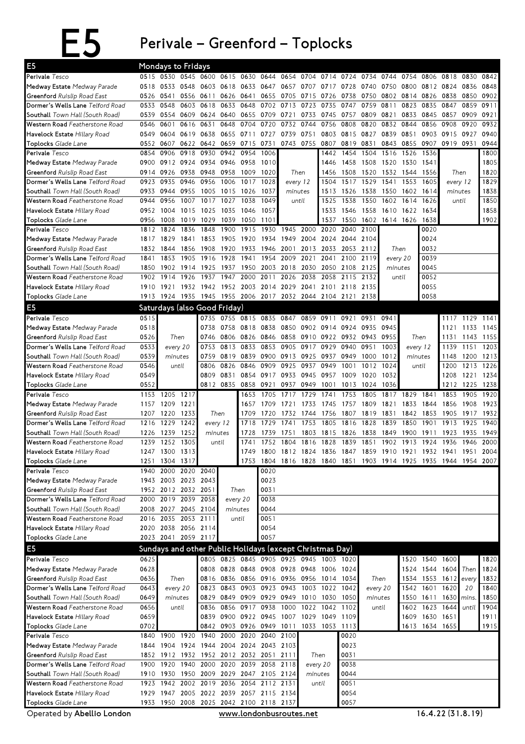# E5 Perivale – Greenford – Toplocks

## E5 Mondays to Fridays

| | | | | | | | | | | | | | | | | | | |
|---|---|---|---|---|---|---|---|---|---|---|---|---|---|---|---|---|---|---|
| **Perivale** *Tesco* | 0515 | 0530 | 0545 | 0600 | 0615 | 0630 | 0644 | 0654 | 0704 | 0714 | 0724 | 0734 | 0744 | 0754 | 0806 | 0818 | 0830 | 0842 |
| **Medway Estate** *Medway Parade* | 0518 | 0533 | 0548 | 0603 | 0618 | 0633 | 0647 | 0657 | 0707 | 0717 | 0728 | 0740 | 0750 | 0800 | 0812 | 0824 | 0836 | 0848 |
| **Greenford** *Ruislip Road East* | 0526 | 0541 | 0556 | 0611 | 0626 | 0641 | 0655 | 0705 | 0715 | 0726 | 0738 | 0750 | 0802 | 0814 | 0826 | 0838 | 0850 | 0902 |
| **Dormer's Wells Lane** *Telford Road* | 0533 | 0548 | 0603 | 0618 | 0633 | 0648 | 0702 | 0713 | 0723 | 0735 | 0747 | 0759 | 0811 | 0823 | 0835 | 0847 | 0859 | 0911 |
| **Southall** *Town Hall (South Road)* | 0539 | 0554 | 0609 | 0624 | 0640 | 0655 | 0709 | 0721 | 0733 | 0745 | 0757 | 0809 | 0821 | 0833 | 0845 | 0857 | 0909 | 0921 |
| **Western Road** *Featherstone Road* | 0546 | 0601 | 0616 | 0631 | 0648 | 0704 | 0720 | 0732 | 0744 | 0756 | 0808 | 0820 | 0832 | 0844 | 0856 | 0908 | 0920 | 0932 |
| **Havelock Estate** *Hillary Road* | 0549 | 0604 | 0619 | 0638 | 0655 | 0711 | 0727 | 0739 | 0751 | 0803 | 0815 | 0827 | 0839 | 0851 | 0903 | 0915 | 0927 | 0940 |
| **Toplocks** *Glade Lane* | 0552 | 0607 | 0622 | 0642 | 0659 | 0715 | 0731 | 0743 | 0755 | 0807 | 0819 | 0831 | 0843 | 0855 | 0907 | 0919 | 0931 | 0944 |

| | | | | | | | | | | | | | | | | |
|---|---|---|---|---|---|---|---|---|---|---|---|---|---|---|---|---|
| **Perivale** *Tesco* | 0854 | 0906 | 0918 | 0930 | 0942 | 0954 | 1006 | | 1442 | 1454 | 1504 | 1516 | 1526 | 1536 | | 1800 |
| **Medway Estate** *Medway Parade* | 0900 | 0912 | 0924 | 0934 | 0946 | 0958 | 1010 | | 1446 | 1458 | 1508 | 1520 | 1530 | 1541 | | 1805 |
| **Greenford** *Ruislip Road East* | 0914 | 0926 | 0938 | 0948 | 0958 | 1009 | 1020 | Then | 1456 | 1508 | 1520 | 1532 | 1544 | 1556 | Then | 1820 |
| **Dormer's Wells Lane** *Telford Road* | 0923 | 0935 | 0946 | 0956 | 1006 | 1017 | 1028 | every 12 | 1504 | 1517 | 1529 | 1541 | 1553 | 1605 | every 12 | 1829 |
| **Southall** *Town Hall (South Road)* | 0933 | 0944 | 0955 | 1005 | 1015 | 1026 | 1037 | minutes | 1513 | 1526 | 1538 | 1550 | 1602 | 1614 | minutes | 1838 |
| **Western Road** *Featherstone Road* | 0944 | 0956 | 1007 | 1017 | 1027 | 1038 | 1049 | until | 1525 | 1538 | 1550 | 1602 | 1614 | 1626 | until | 1850 |
| **Havelock Estate** *Hillary Road* | 0952 | 1004 | 1015 | 1025 | 1035 | 1046 | 1057 | | 1533 | 1546 | 1558 | 1610 | 1622 | 1634 | | 1858 |
| **Toplocks** *Glade Lane* | 0956 | 1008 | 1019 | 1029 | 1039 | 1050 | 1101 | | 1537 | 1550 | 1602 | 1614 | 1626 | 1638 | | 1902 |

| | | | | | | | | | | | | | | |
|---|---|---|---|---|---|---|---|---|---|---|---|---|---|---|
| **Perivale** *Tesco* | 1812 | 1824 | 1836 | 1848 | 1900 | 1915 | 1930 | 1945 | 2000 | 2020 | 2040 | 2100 | | 0020 |
| **Medway Estate** *Medway Parade* | 1817 | 1829 | 1841 | 1853 | 1905 | 1920 | 1934 | 1949 | 2004 | 2024 | 2044 | 2104 | | 0024 |
| **Greenford** *Ruislip Road East* | 1832 | 1844 | 1856 | 1908 | 1920 | 1933 | 1946 | 2001 | 2013 | 2033 | 2053 | 2112 | Then | 0032 |
| **Dormer's Wells Lane** *Telford Road* | 1841 | 1853 | 1905 | 1916 | 1928 | 1941 | 1954 | 2009 | 2021 | 2041 | 2100 | 2119 | every 20 | 0039 |
| **Southall** *Town Hall (South Road)* | 1850 | 1902 | 1914 | 1925 | 1937 | 1950 | 2003 | 2018 | 2030 | 2050 | 2108 | 2125 | minutes | 0045 |
| **Western Road** *Featherstone Road* | 1902 | 1914 | 1926 | 1937 | 1947 | 2000 | 2011 | 2026 | 2038 | 2058 | 2115 | 2132 | until | 0052 |
| **Havelock Estate** *Hillary Road* | 1910 | 1921 | 1932 | 1942 | 1952 | 2003 | 2014 | 2029 | 2041 | 2101 | 2118 | 2135 | | 0055 |
| **Toplocks** *Glade Lane* | 1913 | 1924 | 1935 | 1945 | 1955 | 2006 | 2017 | 2032 | 2044 | 2104 | 2121 | 2138 | | 0058 |

## E5 Saturdays (also Good Friday)

| | | | | | | | | | | | | | | | |
|---|---|---|---|---|---|---|---|---|---|---|---|---|---|---|---|
| **Perivale** *Tesco* | 0515 | | 0735 | 0755 | 0815 | 0835 | 0847 | 0859 | 0911 | 0921 | 0931 | 0941 | | 1117 | 1129 | 1141 |
| **Medway Estate** *Medway Parade* | 0518 | | 0738 | 0758 | 0818 | 0838 | 0850 | 0902 | 0914 | 0924 | 0935 | 0945 | | 1121 | 1133 | 1145 |
| **Greenford** *Ruislip Road East* | 0526 | Then | 0746 | 0806 | 0826 | 0846 | 0858 | 0910 | 0922 | 0932 | 0943 | 0955 | Then | 1131 | 1143 | 1155 |
| **Dormer's Wells Lane** *Telford Road* | 0533 | every 20 | 0753 | 0813 | 0833 | 0853 | 0905 | 0917 | 0929 | 0940 | 0951 | 1003 | every 12 | 1139 | 1151 | 1203 |
| **Southall** *Town Hall (South Road)* | 0539 | minutes | 0759 | 0819 | 0839 | 0900 | 0913 | 0925 | 0937 | 0949 | 1000 | 1012 | minutes | 1148 | 1200 | 1213 |
| **Western Road** *Featherstone Road* | 0546 | until | 0806 | 0826 | 0846 | 0909 | 0925 | 0937 | 0949 | 1001 | 1012 | 1024 | until | 1200 | 1213 | 1226 |
| **Havelock Estate** *Hillary Road* | 0549 | | 0809 | 0831 | 0854 | 0917 | 0933 | 0945 | 0957 | 1009 | 1020 | 1032 | | 1208 | 1221 | 1234 |
| **Toplocks** *Glade Lane* | 0552 | | 0812 | 0835 | 0858 | 0921 | 0937 | 0949 | 1001 | 1013 | 1024 | 1036 | | 1212 | 1225 | 1238 |

| | | | | | | | | | | | | | | | | | | |
|---|---|---|---|---|---|---|---|---|---|---|---|---|---|---|---|---|---|---|
| **Perivale** *Tesco* | 1153 | 1205 | 1217 | | 1653 | 1705 | 1717 | 1729 | 1741 | 1753 | 1805 | 1817 | 1829 | 1841 | 1853 | 1905 | 1920 |
| **Medway Estate** *Medway Parade* | 1157 | 1209 | 1221 | | 1657 | 1709 | 1721 | 1733 | 1745 | 1757 | 1809 | 1821 | 1833 | 1844 | 1856 | 1908 | 1923 |
| **Greenford** *Ruislip Road East* | 1207 | 1220 | 1233 | Then | 1709 | 1720 | 1732 | 1744 | 1756 | 1807 | 1819 | 1831 | 1842 | 1853 | 1905 | 1917 | 1932 |
| **Dormer's Wells Lane** *Telford Road* | 1216 | 1229 | 1242 | every 12 | 1718 | 1729 | 1741 | 1753 | 1805 | 1816 | 1828 | 1839 | 1850 | 1901 | 1913 | 1925 | 1940 |
| **Southall** *Town Hall (South Road)* | 1226 | 1239 | 1252 | minutes | 1728 | 1739 | 1751 | 1803 | 1815 | 1826 | 1838 | 1849 | 1900 | 1911 | 1923 | 1935 | 1949 |
| **Western Road** *Featherstone Road* | 1239 | 1252 | 1305 | until | 1741 | 1752 | 1804 | 1816 | 1828 | 1839 | 1851 | 1902 | 1913 | 1924 | 1936 | 1946 | 2000 |
| **Havelock Estate** *Hillary Road* | 1247 | 1300 | 1313 | | 1749 | 1800 | 1812 | 1824 | 1836 | 1847 | 1859 | 1910 | 1921 | 1932 | 1941 | 1951 | 2004 |
| **Toplocks** *Glade Lane* | 1251 | 1304 | 1317 | | 1753 | 1804 | 1816 | 1828 | 1840 | 1851 | 1903 | 1914 | 1925 | 1935 | 1944 | 1954 | 2007 |

| | | | | | | |
|---|---|---|---|---|---|---|
| **Perivale** *Tesco* | 1940 | 2000 | 2020 | 2040 | | 0020 |
| **Medway Estate** *Medway Parade* | 1943 | 2003 | 2023 | 2043 | | 0023 |
| **Greenford** *Ruislip Road East* | 1952 | 2012 | 2032 | 2051 | Then | 0031 |
| **Dormer's Wells Lane** *Telford Road* | 2000 | 2019 | 2039 | 2058 | every 20 | 0038 |
| **Southall** *Town Hall (South Road)* | 2008 | 2027 | 2045 | 2104 | minutes | 0044 |
| **Western Road** *Featherstone Road* | 2016 | 2035 | 2053 | 2111 | until | 0051 |
| **Havelock Estate** *Hillary Road* | 2020 | 2038 | 2056 | 2114 | | 0054 |
| **Toplocks** *Glade Lane* | 2023 | 2041 | 2059 | 2117 | | 0057 |

## E5 Sundays and other Public Holidays (except Christmas Day)

| | | | | | | | | | | | | | | | | |
|---|---|---|---|---|---|---|---|---|---|---|---|---|---|---|---|---|
| **Perivale** *Tesco* | 0625 | | 0805 | 0825 | 0845 | 0905 | 0925 | 0945 | 1003 | 1020 | | 1520 | 1540 | 1600 | | 1820 |
| **Medway Estate** *Medway Parade* | 0628 | | 0808 | 0828 | 0848 | 0908 | 0928 | 0948 | 1006 | 1024 | | 1524 | 1544 | 1604 | Then | 1824 |
| **Greenford** *Ruislip Road East* | 0636 | Then | 0816 | 0836 | 0856 | 0916 | 0936 | 0956 | 1014 | 1034 | Then | 1534 | 1553 | 1612 | every | 1832 |
| **Dormer's Wells Lane** *Telford Road* | 0643 | every 20 | 0823 | 0843 | 0903 | 0923 | 0943 | 1003 | 1022 | 1042 | every 20 | 1542 | 1601 | 1620 | 20 | 1840 |
| **Southall** *Town Hall (South Road)* | 0649 | minutes | 0829 | 0849 | 0909 | 0929 | 0949 | 1010 | 1030 | 1050 | minutes | 1550 | 1611 | 1630 | mins. | 1850 |
| **Western Road** *Featherstone Road* | 0656 | until | 0836 | 0856 | 0917 | 0938 | 1000 | 1022 | 1042 | 1102 | until | 1602 | 1623 | 1644 | until | 1904 |
| **Havelock Estate** *Hillary Road* | 0659 | | 0839 | 0900 | 0922 | 0945 | 1007 | 1029 | 1049 | 1109 | | 1609 | 1630 | 1651 | | 1911 |
| **Toplocks** *Glade Lane* | 0702 | | 0842 | 0903 | 0926 | 0949 | 1011 | 1033 | 1053 | 1113 | | 1613 | 1634 | 1655 | | 1915 |

| | | | | | | | | | | |
|---|---|---|---|---|---|---|---|---|---|---|
| **Perivale** *Tesco* | 1840 | 1900 | 1920 | 1940 | 2000 | 2020 | 2040 | 2100 | | 0020 |
| **Medway Estate** *Medway Parade* | 1844 | 1904 | 1924 | 1944 | 2004 | 2024 | 2043 | 2103 | | 0023 |
| **Greenford** *Ruislip Road East* | 1852 | 1912 | 1932 | 1952 | 2012 | 2032 | 2051 | 2111 | Then | 0031 |
| **Dormer's Wells Lane** *Telford Road* | 1900 | 1920 | 1940 | 2000 | 2020 | 2039 | 2058 | 2118 | every 20 | 0038 |
| **Southall** *Town Hall (South Road)* | 1910 | 1930 | 1950 | 2009 | 2029 | 2047 | 2105 | 2124 | minutes | 0044 |
| **Western Road** *Featherstone Road* | 1923 | 1942 | 2002 | 2019 | 2036 | 2054 | 2112 | 2131 | until | 0051 |
| **Havelock Estate** *Hillary Road* | 1929 | 1947 | 2005 | 2022 | 2039 | 2057 | 2115 | 2134 | | 0054 |
| **Toplocks** *Glade Lane* | 1933 | 1950 | 2008 | 2025 | 2042 | 2100 | 2118 | 2137 | | 0057 |

Operated by **Abellio London** www.londonbusroutes.net 16.4.22 (31.8.19)